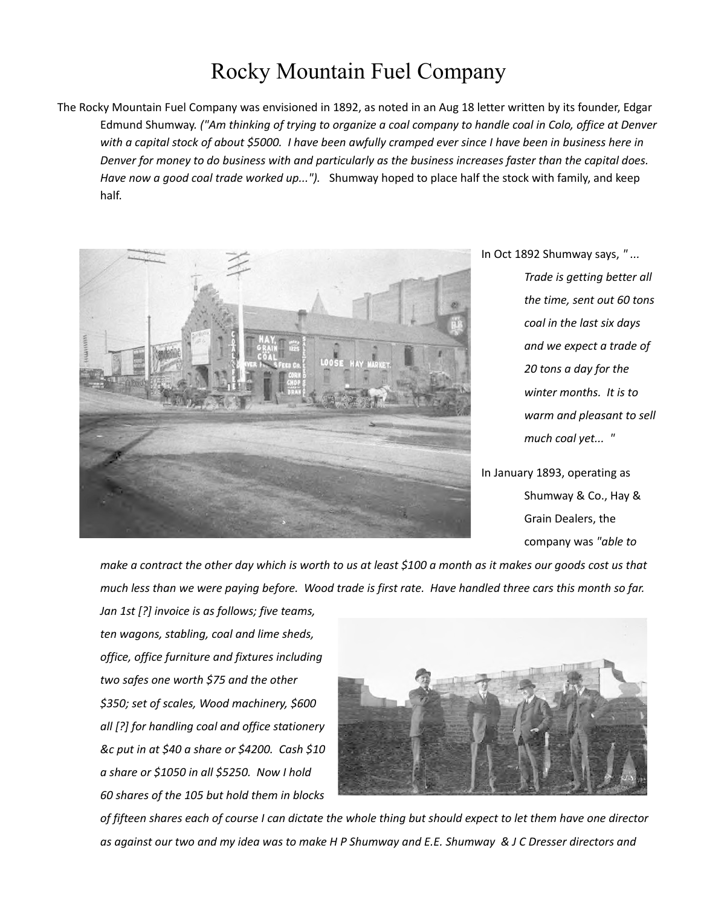# Rocky Mountain Fuel Company

The Rocky Mountain Fuel Company was envisioned in 1892, as noted in an Aug 18 letter written by its founder, Edgar Edmund Shumway. *("Am thinking of trying to organize a coal company to handle coal in Colo, office at Denver with a capital stock of about $5000. I have been awfully cramped ever since I have been in business here in Denver for money to do business with and particularly as the business increases faster than the capital does. Have now a good coal trade worked up...").* Shumway hoped to place half the stock with family, and keep half.

In Oct 1892 Shumway says, *" ... Trade is getting better all the time, sent out 60 tons coal in the last six days and we expect a trade of 20 tons a day for the winter months. It is to warm and pleasant to sell much coal yet... "*

In January 1893, operating as Shumway & Co., Hay & Grain Dealers, the company was *"able to make a contract the other day which is worth to us at least $100 a month as it makes our goods cost us that much less than we were paying before. Wood trade is first rate. Have handled three cars this month so far. Jan 1st [?] invoice is as follows; five teams, ten wagons, stabling, coal and lime sheds, office, office furniture and fixtures including two safes one worth $75 and the other $350; set of scales, Wood machinery, $600 all [?] for handling coal and office stationery &c put in at $40 a share or $4200. Cash $10 a share or $1050 in all $5250. Now I hold 60 shares of the 105 but hold them in blocks of fifteen shares each of course I can dictate the whole thing but should expect to let them have one director as against our two and my idea was to make H P Shumway and E.E. Shumway & J C Dresser directors and*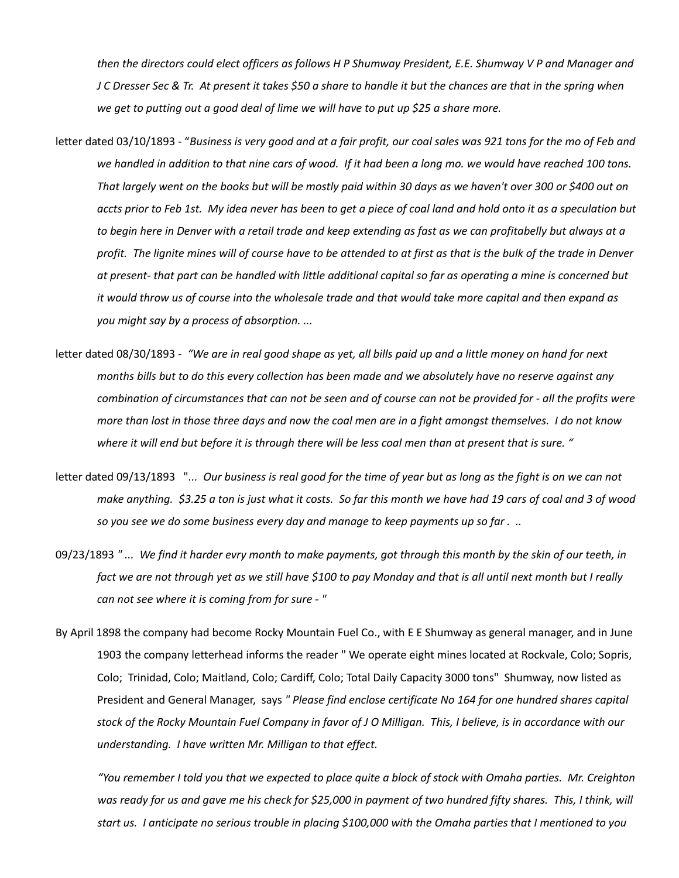*then the directors could elect officers as follows H P Shumway President, E.E. Shumway V P and Manager and J C Dresser Sec & Tr. At present it takes $50 a share to handle it but the chances are that in the spring when we get to putting out a good deal of lime we will have to put up $25 a share more.*

letter dated 03/10/1893 - "*Business is very good and at a fair profit, our coal sales was 921 tons for the mo of Feb and we handled in addition to that nine cars of wood. If it had been a long mo. we would have reached 100 tons. That largely went on the books but will be mostly paid within 30 days as we haven't over 300 or $400 out on accts prior to Feb 1st. My idea never has been to get a piece of coal land and hold onto it as a speculation but to begin here in Denver with a retail trade and keep extending as fast as we can profitabelly but always at a profit. The lignite mines will of course have to be attended to at first as that is the bulk of the trade in Denver at present- that part can be handled with little additional capital so far as operating a mine is concerned but it would throw us of course into the wholesale trade and that would take more capital and then expand as you might say by a process of absorption. ...*

letter dated 08/30/1893 - *"We are in real good shape as yet, all bills paid up and a little money on hand for next months bills but to do this every collection has been made and we absolutely have no reserve against any combination of circumstances that can not be seen and of course can not be provided for - all the profits were more than lost in those three days and now the coal men are in a fight amongst themselves. I do not know where it will end but before it is through there will be less coal men than at present that is sure. "*

letter dated 09/13/1893 "*... Our business is real good for the time of year but as long as the fight is on we can not make anything. $3.25 a ton is just what it costs. So far this month we have had 19 cars of coal and 3 of wood so you see we do some business every day and manage to keep payments up so far . ..*

09/23/1893 " *... We find it harder evry month to make payments, got through this month by the skin of our teeth, in fact we are not through yet as we still have $100 to pay Monday and that is all until next month but I really can not see where it is coming from for sure - "*

By April 1898 the company had become Rocky Mountain Fuel Co., with E E Shumway as general manager, and in June 1903 the company letterhead informs the reader " We operate eight mines located at Rockvale, Colo; Sopris, Colo; Trinidad, Colo; Maitland, Colo; Cardiff, Colo; Total Daily Capacity 3000 tons" Shumway, now listed as President and General Manager, says " *Please find enclose certificate No 164 for one hundred shares capital stock of the Rocky Mountain Fuel Company in favor of J O Milligan. This, I believe, is in accordance with our understanding. I have written Mr. Milligan to that effect.*

*"You remember I told you that we expected to place quite a block of stock with Omaha parties. Mr. Creighton was ready for us and gave me his check for $25,000 in payment of two hundred fifty shares. This, I think, will start us. I anticipate no serious trouble in placing $100,000 with the Omaha parties that I mentioned to you*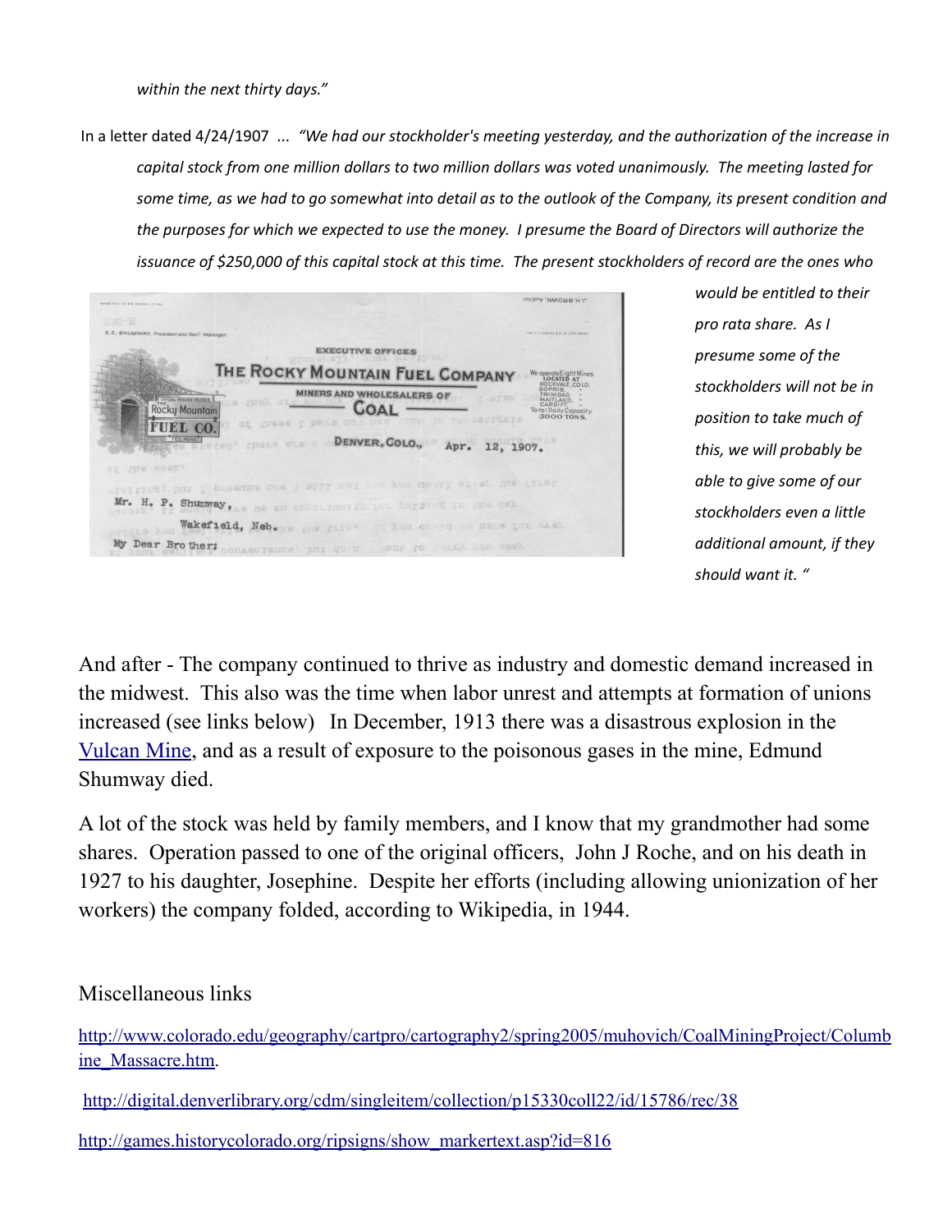*within the next thirty days."*

In a letter dated 4/24/1907 ... *"We had our stockholder's meeting yesterday, and the authorization of the increase in capital stock from one million dollars to two million dollars was voted unanimously. The meeting lasted for some time, as we had to go somewhat into detail as to the outlook of the Company, its present condition and the purposes for which we expected to use the money. I presume the Board of Directors will authorize the issuance of $250,000 of this capital stock at this time. The present stockholders of record are the ones who would be entitled to their pro rata share. As I presume some of the stockholders will not be in position to take much of this, we will probably be able to give some of our stockholders even a little additional amount, if they should want it."*

And after - The company continued to thrive as industry and domestic demand increased in the midwest. This also was the time when labor unrest and attempts at formation of unions increased (see links below) In December, 1913 there was a disastrous explosion in the Vulcan Mine, and as a result of exposure to the poisonous gases in the mine, Edmund Shumway died.

A lot of the stock was held by family members, and I know that my grandmother had some shares. Operation passed to one of the original officers, John J Roche, and on his death in 1927 to his daughter, Josephine. Despite her efforts (including allowing unionization of her workers) the company folded, according to Wikipedia, in 1944.

Miscellaneous links

http://www.colorado.edu/geography/cartpro/cartography2/spring2005/muhovich/CoalMiningProject/Columbine_Massacre.htm.

http://digital.denverlibrary.org/cdm/singleitem/collection/p15330coll22/id/15786/rec/38

http://games.historycolorado.org/ripsigns/show_markertext.asp?id=816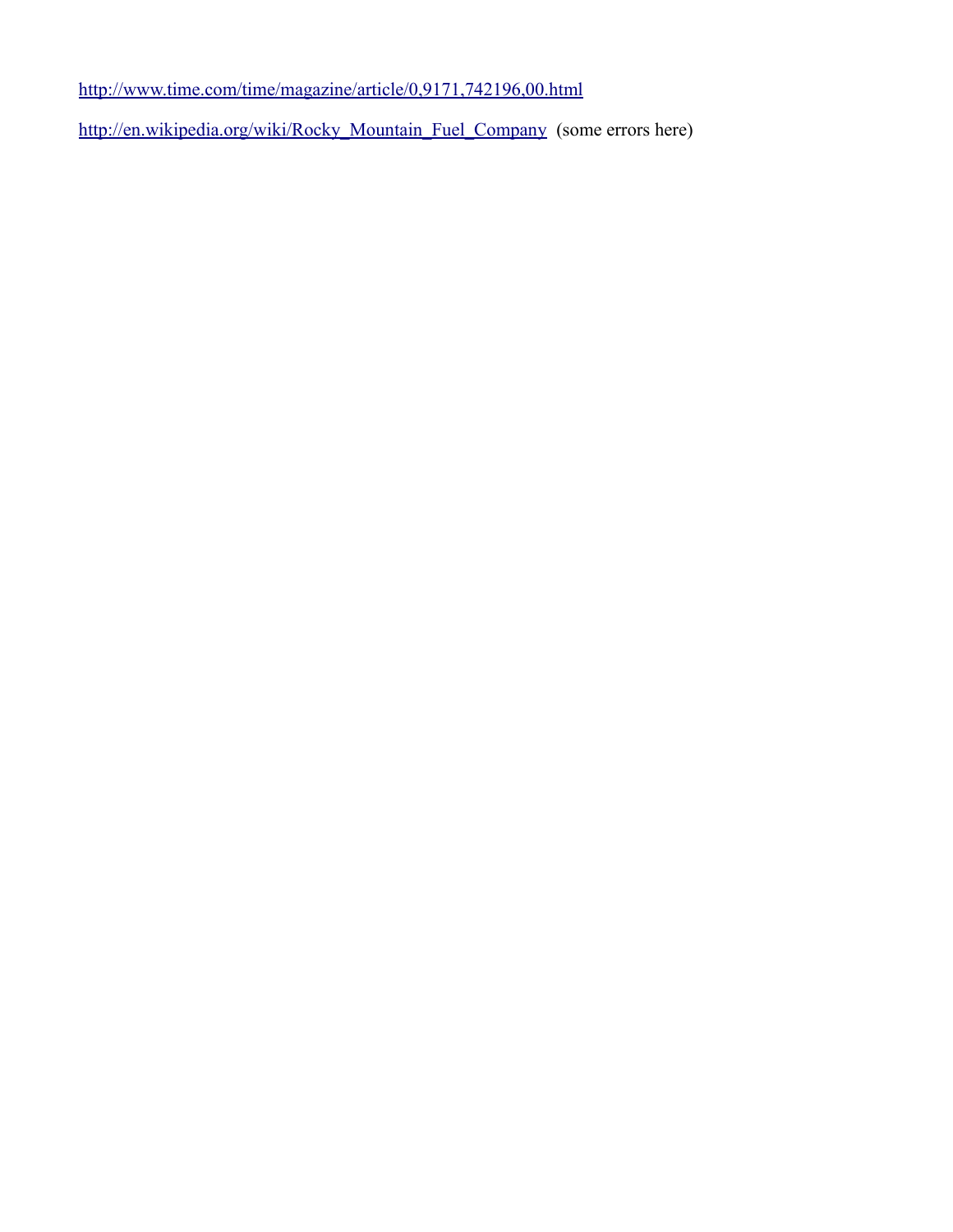http://www.time.com/time/magazine/article/0,9171,742196,00.html

http://en.wikipedia.org/wiki/Rocky_Mountain_Fuel_Company (some errors here)